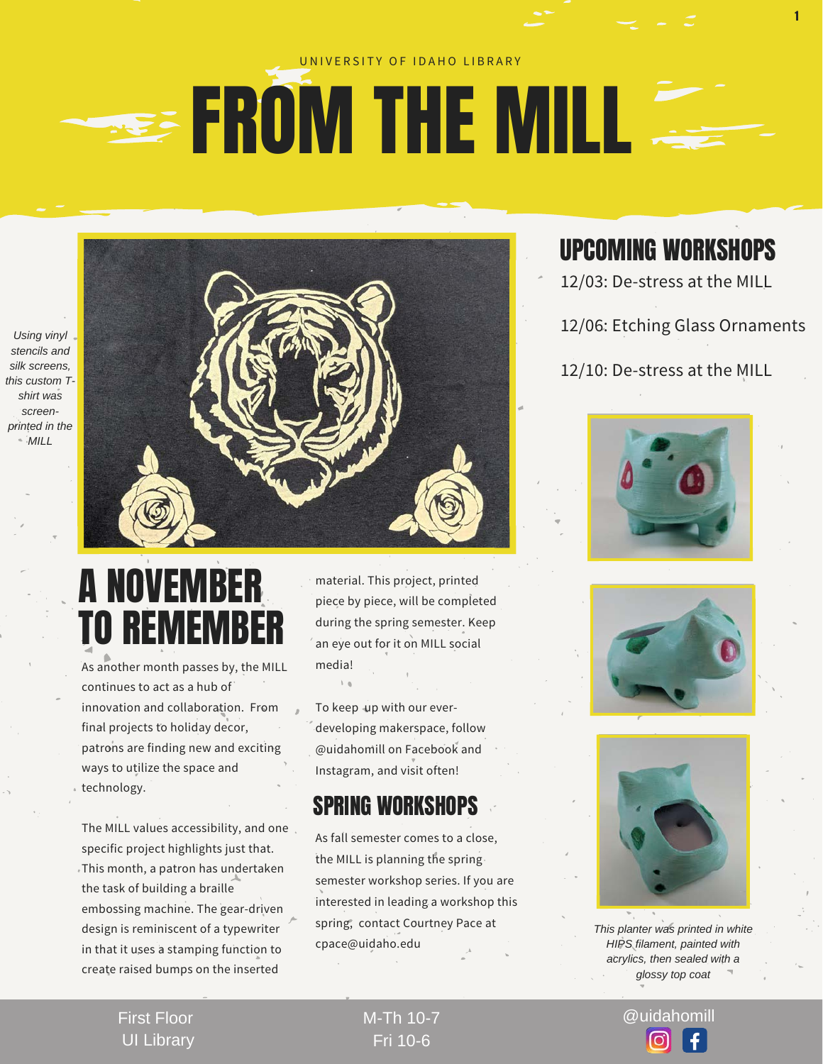UNIVERSITY OF IDAHO LIBRARY

# FROM THE MILL

*Using vinyl stencils and silk screens, this custom T-shirt was screen-printed in the MILL*

## A NOVEMBER TO REMEMBER

As another month passes by, the MILL continues to act as a hub of innovation and collaboration. From final projects to holiday decor, patrons are finding new and exciting ways to utilize the space and technology.

The MILL values accessibility, and one specific project highlights just that. This month, a patron has undertaken the task of building a braille embossing machine. The gear-driven design is reminiscent of a typewriter in that it uses a stamping function to create raised bumps on the inserted material. This project, printed piece by piece, will be completed during the spring semester. Keep an eye out for it on MILL social media!

To keep up with our ever-developing makerspace, follow @uidahomill on Facebook and Instagram, and visit often!

## SPRING WORKSHOPS

As fall semester comes to a close, the MILL is planning the spring semester workshop series. If you are interested in leading a workshop this spring, contact Courtney Pace at cpace@uidaho.edu

## UPCOMING WORKSHOPS

12/03: De-stress at the MILL

12/06: Etching Glass Ornaments

12/10: De-stress at the MILL

*This planter was printed in white HIPS filament, painted with acrylics, then sealed with a glossy top coat*

First Floor UI Library | M-Th 10-7, Fri 10-6 | @uidahomill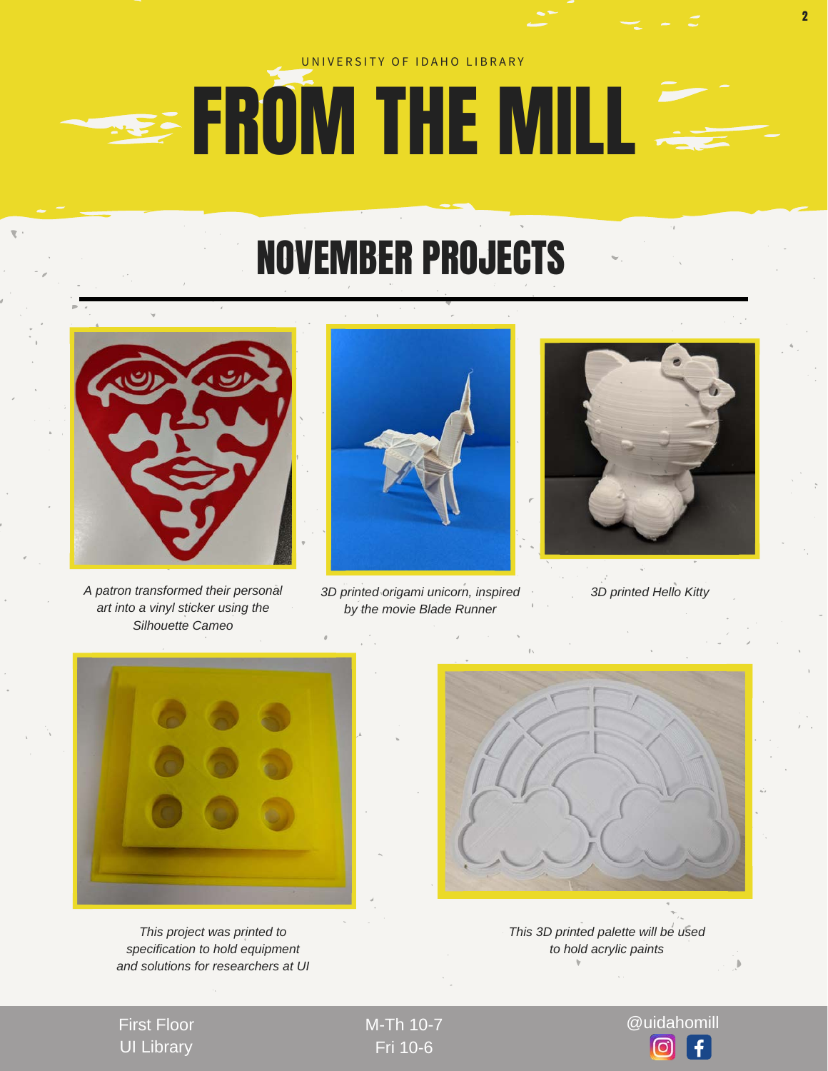UNIVERSITY OF IDAHO LIBRARY

# FROM THE MILL

## NOVEMBER PROJECTS

*A patron transformed their personal art into a vinyl sticker using the Silhouette Cameo*

*3D printed origami unicorn, inspired by the movie Blade Runner*

*3D printed Hello Kitty*

*This project was printed to specification to hold equipment and solutions for researchers at UI*

*This 3D printed palette will be used to hold acrylic paints*

First Floor
UI Library

M-Th 10-7
Fri 10-6

@uidahomill